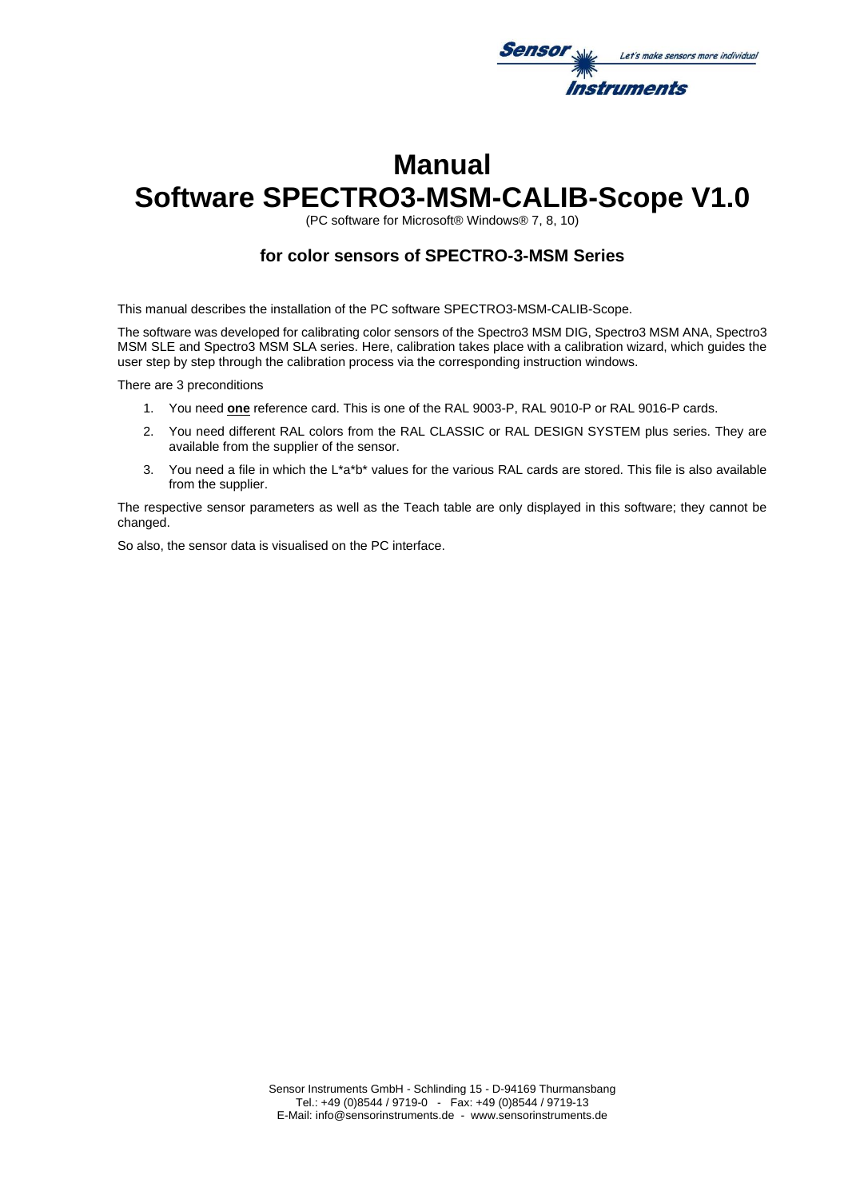# Manual

# Software SPECTRO3-MSM-CALIB-Scope V1.0

(PC software for Microsoft® Windows® 7, 8, 10)

### for color sensors of SPECTRO-3-MSM Series

This manual describes the installation of the PC software SPECTRO3-MSM-CALIB-Scope.

The software was developed for calibrating color sensors of the Spectro3 MSM DIG, Spectro3 MSM ANA, Spectro3 MSM SLE and Spectro3 MSM SLA series. Here, calibration takes place with a calibration wizard, which guides the user step by step through the calibration process via the corresponding instruction windows.

There are 3 preconditions

1. You need **one** reference card. This is one of the RAL 9003-P, RAL 9010-P or RAL 9016-P cards.
2. You need different RAL colors from the RAL CLASSIC or RAL DESIGN SYSTEM plus series. They are available from the supplier of the sensor.
3. You need a file in which the L*a*b* values for the various RAL cards are stored. This file is also available from the supplier.

The respective sensor parameters as well as the Teach table are only displayed in this software; they cannot be changed.

So also, the sensor data is visualised on the PC interface.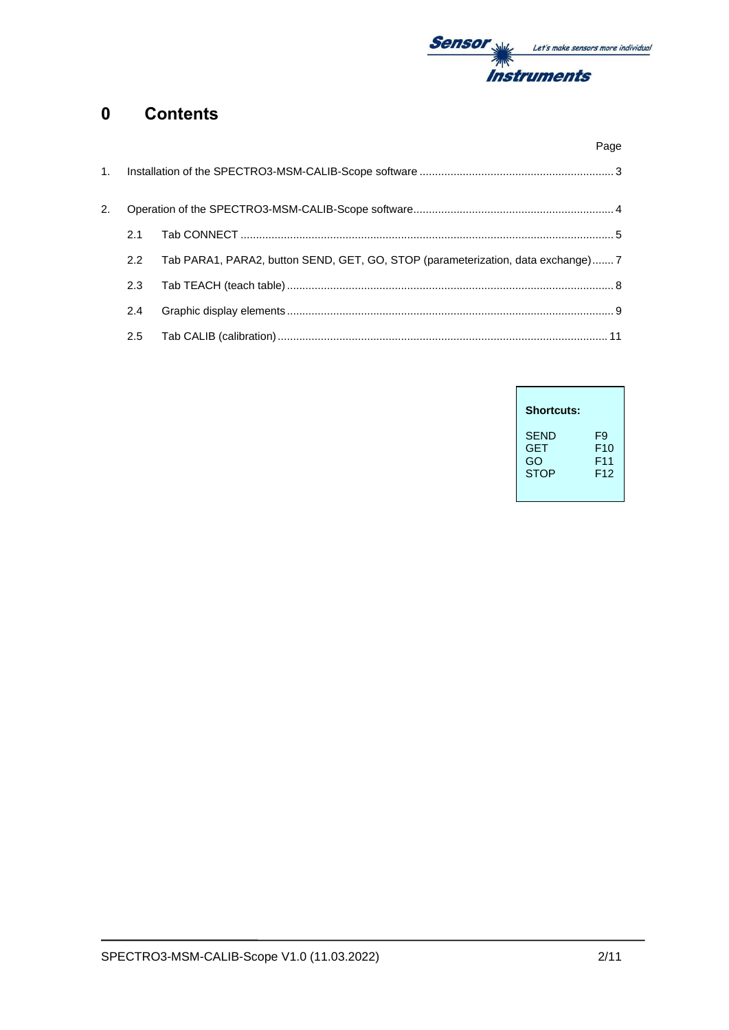# 0 Contents

| | | Page |
|---|---|---|
| 1. | Installation of the SPECTRO3-MSM-CALIB-Scope software | 3 |
| 2. | Operation of the SPECTRO3-MSM-CALIB-Scope software | 4 |
| 2.1 | Tab CONNECT | 5 |
| 2.2 | Tab PARA1, PARA2, button SEND, GET, GO, STOP (parameterization, data exchange) | 7 |
| 2.3 | Tab TEACH (teach table) | 8 |
| 2.4 | Graphic display elements | 9 |
| 2.5 | Tab CALIB (calibration) | 11 |

**Shortcuts:**

| | |
|---|---|
| SEND | F9 |
| GET | F10 |
| GO | F11 |
| STOP | F12 |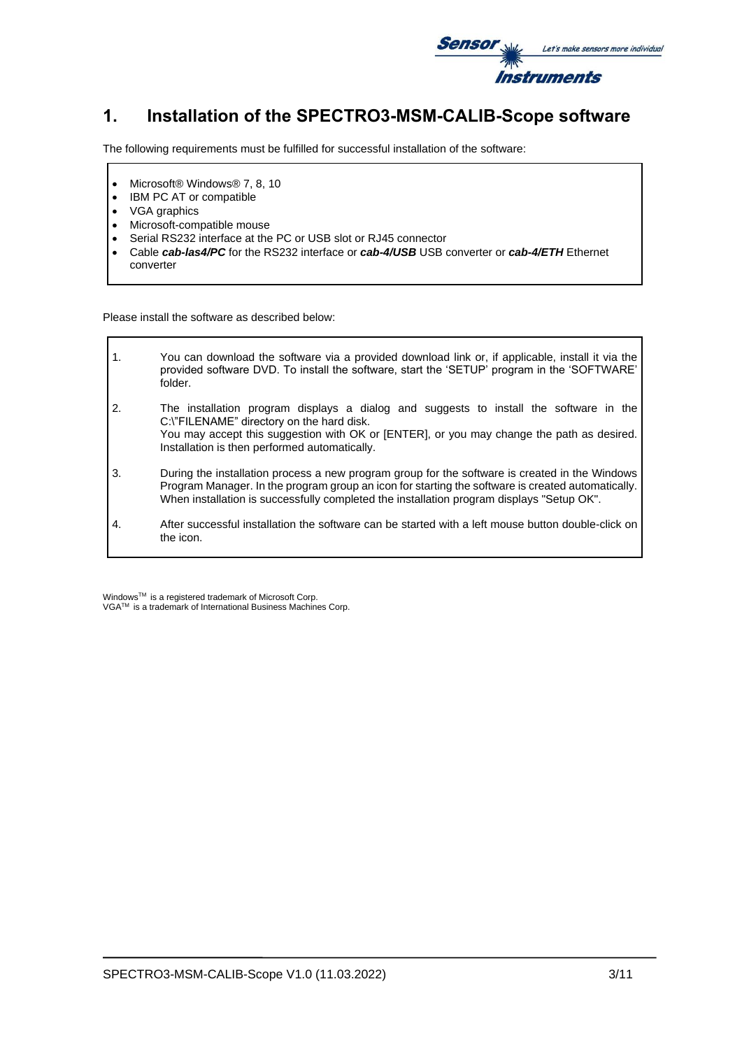# 1. Installation of the SPECTRO3-MSM-CALIB-Scope software

The following requirements must be fulfilled for successful installation of the software:

- Microsoft® Windows® 7, 8, 10
- IBM PC AT or compatible
- VGA graphics
- Microsoft-compatible mouse
- Serial RS232 interface at the PC or USB slot or RJ45 connector
- Cable ***cab-las4/PC*** for the RS232 interface or ***cab-4/USB*** USB converter or ***cab-4/ETH*** Ethernet converter

Please install the software as described below:

1. You can download the software via a provided download link or, if applicable, install it via the provided software DVD. To install the software, start the 'SETUP' program in the 'SOFTWARE' folder.
2. The installation program displays a dialog and suggests to install the software in the C:\"FILENAME" directory on the hard disk.
   You may accept this suggestion with OK or [ENTER], or you may change the path as desired. Installation is then performed automatically.
3. During the installation process a new program group for the software is created in the Windows Program Manager. In the program group an icon for starting the software is created automatically. When installation is successfully completed the installation program displays "Setup OK".
4. After successful installation the software can be started with a left mouse button double-click on the icon.

Windows™ is a registered trademark of Microsoft Corp.
VGA™ is a trademark of International Business Machines Corp.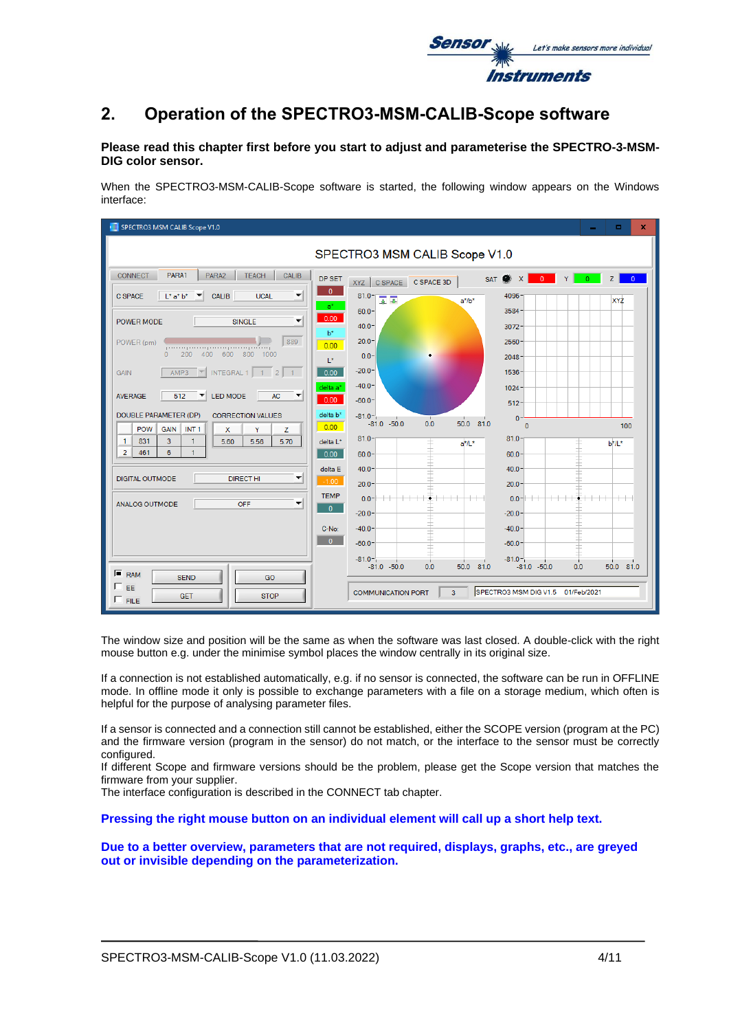## 2. Operation of the SPECTRO3-MSM-CALIB-Scope software

**Please read this chapter first before you start to adjust and parameterise the SPECTRO-3-MSM-DIG color sensor.**

When the SPECTRO3-MSM-CALIB-Scope software is started, the following window appears on the Windows interface:

The window size and position will be the same as when the software was last closed. A double-click with the right mouse button e.g. under the minimise symbol places the window centrally in its original size.

If a connection is not established automatically, e.g. if no sensor is connected, the software can be run in OFFLINE mode. In offline mode it only is possible to exchange parameters with a file on a storage medium, which often is helpful for the purpose of analysing parameter files.

If a sensor is connected and a connection still cannot be established, either the SCOPE version (program at the PC) and the firmware version (program in the sensor) do not match, or the interface to the sensor must be correctly configured.
If different Scope and firmware versions should be the problem, please get the Scope version that matches the firmware from your supplier.
The interface configuration is described in the CONNECT tab chapter.

**Pressing the right mouse button on an individual element will call up a short help text.**

**Due to a better overview, parameters that are not required, displays, graphs, etc., are greyed out or invisible depending on the parameterization.**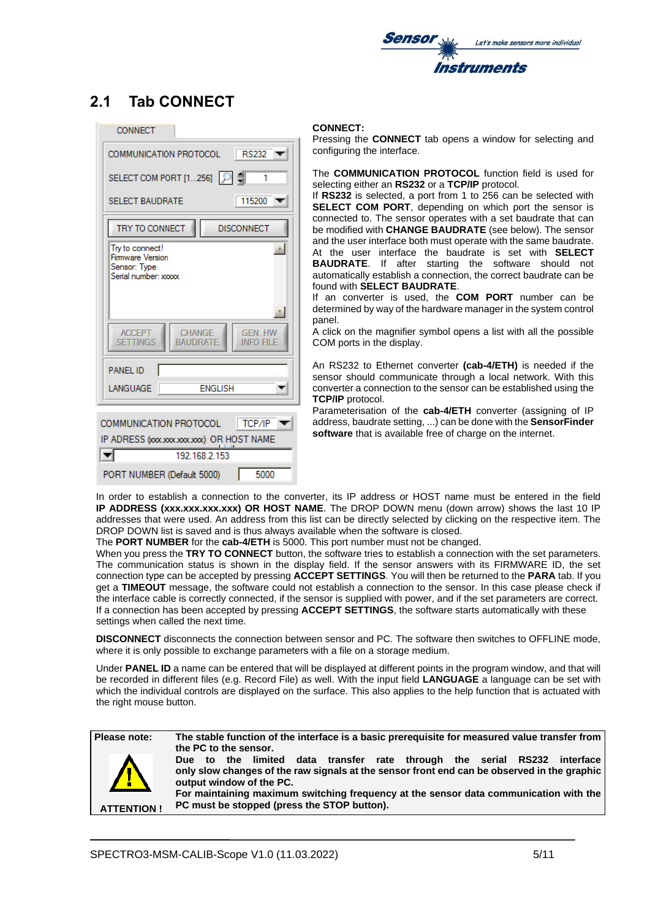## 2.1 Tab CONNECT

**CONNECT:**
Pressing the **CONNECT** tab opens a window for selecting and configuring the interface.

The **COMMUNICATION PROTOCOL** function field is used for selecting either an **RS232** or a **TCP/IP** protocol.
If **RS232** is selected, a port from 1 to 256 can be selected with **SELECT COM PORT**, depending on which port the sensor is connected to. The sensor operates with a set baudrate that can be modified with **CHANGE BAUDRATE** (see below). The sensor and the user interface both must operate with the same baudrate. At the user interface the baudrate is set with **SELECT BAUDRATE**. If after starting the software should not automatically establish a connection, the correct baudrate can be found with **SELECT BAUDRATE**.
If an converter is used, the **COM PORT** number can be determined by way of the hardware manager in the system control panel.
A click on the magnifier symbol opens a list with all the possible COM ports in the display.

An RS232 to Ethernet converter **(cab-4/ETH)** is needed if the sensor should communicate through a local network. With this converter a connection to the sensor can be established using the **TCP/IP** protocol.
Parameterisation of the **cab-4/ETH** converter (assigning of IP address, baudrate setting, ...) can be done with the **SensorFinder software** that is available free of charge on the internet.

In order to establish a connection to the converter, its IP address or HOST name must be entered in the field **IP ADDRESS (xxx.xxx.xxx.xxx) OR HOST NAME**. The DROP DOWN menu (down arrow) shows the last 10 IP addresses that were used. An address from this list can be directly selected by clicking on the respective item. The DROP DOWN list is saved and is thus always available when the software is closed.
The **PORT NUMBER** for the **cab-4/ETH** is 5000. This port number must not be changed.
When you press the **TRY TO CONNECT** button, the software tries to establish a connection with the set parameters. The communication status is shown in the display field. If the sensor answers with its FIRMWARE ID, the set connection type can be accepted by pressing **ACCEPT SETTINGS**. You will then be returned to the **PARA** tab. If you get a **TIMEOUT** message, the software could not establish a connection to the sensor. In this case please check if the interface cable is correctly connected, if the sensor is supplied with power, and if the set parameters are correct.
If a connection has been accepted by pressing **ACCEPT SETTINGS**, the software starts automatically with these settings when called the next time.

**DISCONNECT** disconnects the connection between sensor and PC. The software then switches to OFFLINE mode, where it is only possible to exchange parameters with a file on a storage medium.

Under **PANEL ID** a name can be entered that will be displayed at different points in the program window, and that will be recorded in different files (e.g. Record File) as well. With the input field **LANGUAGE** a language can be set with which the individual controls are displayed on the surface. This also applies to the help function that is actuated with the right mouse button.

| Please note: ATTENTION ! | **The stable function of the interface is a basic prerequisite for measured value transfer from the PC to the sensor.** **Due to the limited data transfer rate through the serial RS232 interface only slow changes of the raw signals at the sensor front end can be observed in the graphic output window of the PC.** **For maintaining maximum switching frequency at the sensor data communication with the PC must be stopped (press the STOP button).** |
|---|---|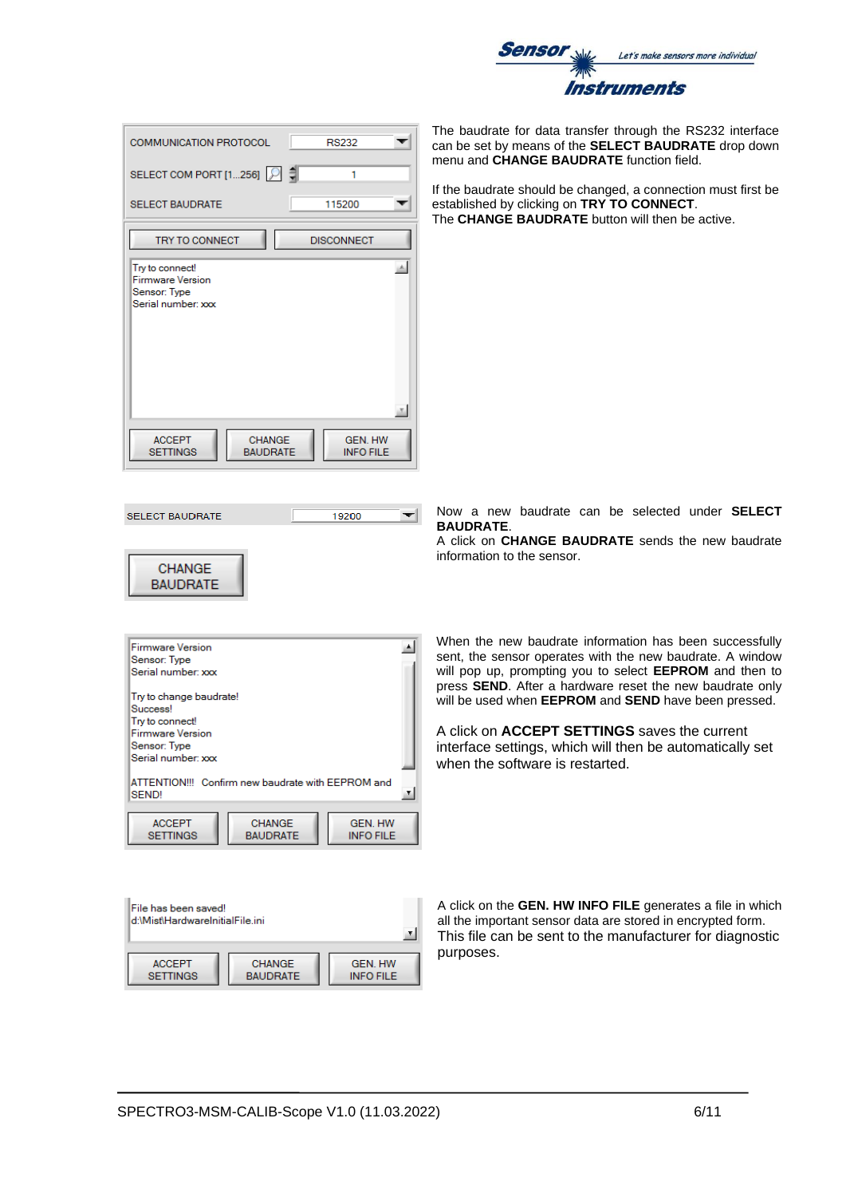The baudrate for data transfer through the RS232 interface can be set by means of the **SELECT BAUDRATE** drop down menu and **CHANGE BAUDRATE** function field.

If the baudrate should be changed, a connection must first be established by clicking on **TRY TO CONNECT**.
The **CHANGE BAUDRATE** button will then be active.

COMMUNICATION PROTOCOL RS232
SELECT COM PORT [1...256] 1
SELECT BAUDRATE 115200
TRY TO CONNECT DISCONNECT
Try to connect!
Firmware Version
Sensor: Type
Serial number: xxx
ACCEPT SETTINGS CHANGE BAUDRATE GEN. HW INFO FILE

Now a new baudrate can be selected under **SELECT BAUDRATE**.
A click on **CHANGE BAUDRATE** sends the new baudrate information to the sensor.

SELECT BAUDRATE 19200
CHANGE BAUDRATE

When the new baudrate information has been successfully sent, the sensor operates with the new baudrate. A window will pop up, prompting you to select **EEPROM** and then to press **SEND**. After a hardware reset the new baudrate only will be used when **EEPROM** and **SEND** have been pressed.

A click on **ACCEPT SETTINGS** saves the current interface settings, which will then be automatically set when the software is restarted.

Firmware Version
Sensor: Type
Serial number: xxx

Try to change baudrate!
Success!
Try to connect!
Firmware Version
Sensor: Type
Serial number: xxx

ATTENTION!!! Confirm new baudrate with EEPROM and SEND!
ACCEPT SETTINGS CHANGE BAUDRATE GEN. HW INFO FILE

A click on the **GEN. HW INFO FILE** generates a file in which all the important sensor data are stored in encrypted form.
This file can be sent to the manufacturer for diagnostic purposes.

File has been saved!
d:\Mist\HardwareInitialFile.ini
ACCEPT SETTINGS CHANGE BAUDRATE GEN. HW INFO FILE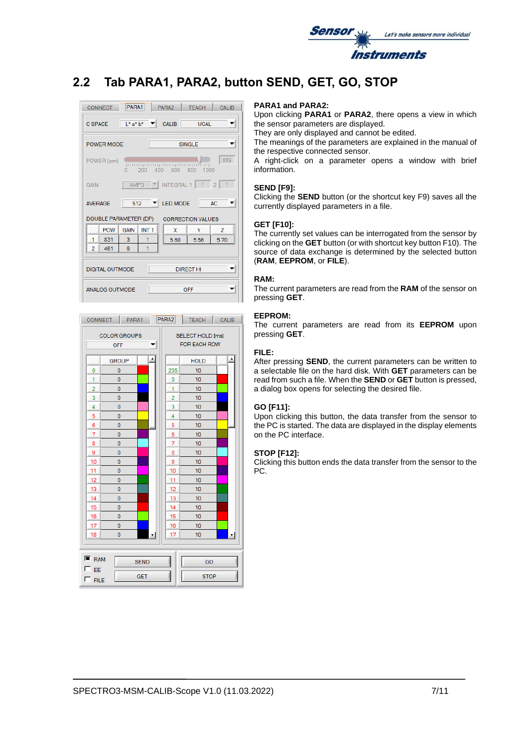## 2.2 Tab PARA1, PARA2, button SEND, GET, GO, STOP

**PARA1 and PARA2:**
Upon clicking **PARA1** or **PARA2**, there opens a view in which the sensor parameters are displayed.
They are only displayed and cannot be edited.
The meanings of the parameters are explained in the manual of the respective connected sensor.
A right-click on a parameter opens a window with brief information.

**SEND [F9]:**
Clicking the **SEND** button (or the shortcut key F9) saves all the currently displayed parameters in a file.

**GET [F10]:**
The currently set values can be interrogated from the sensor by clicking on the **GET** button (or with shortcut key button F10). The source of data exchange is determined by the selected button (**RAM**, **EEPROM**, or **FILE**).

**RAM:**
The current parameters are read from the **RAM** of the sensor on pressing **GET**.

**EEPROM:**
The current parameters are read from its **EEPROM** upon pressing **GET**.

**FILE:**
After pressing **SEND**, the current parameters can be written to a selectable file on the hard disk. With **GET** parameters can be read from such a file. When the **SEND** or **GET** button is pressed, a dialog box opens for selecting the desired file.

**GO [F11]:**
Upon clicking this button, the data transfer from the sensor to the PC is started. The data are displayed in the display elements on the PC interface.

**STOP [F12]:**
Clicking this button ends the data transfer from the sensor to the PC.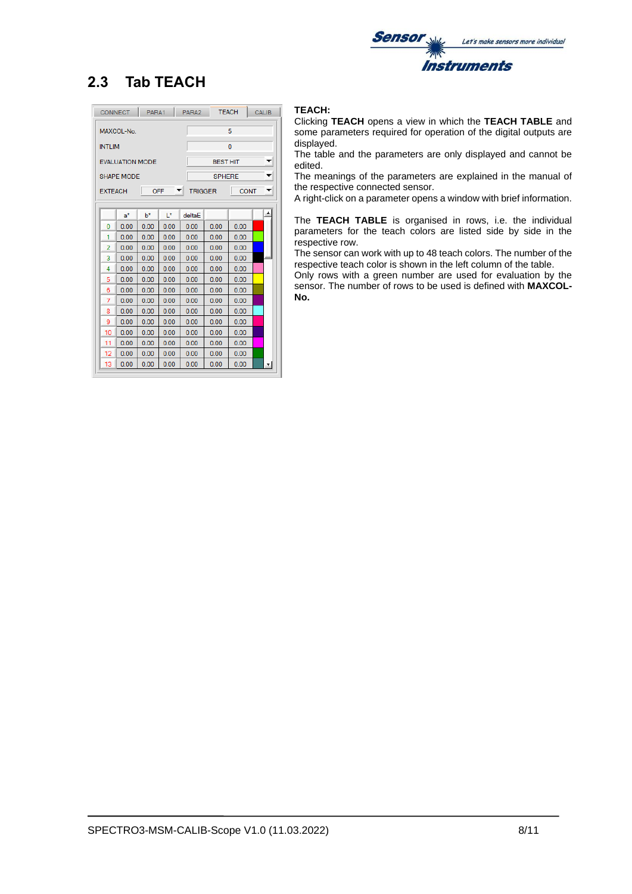## 2.3 Tab TEACH

| CONNECT | PARA1 | PARA2 | TEACH | CALIB |
|---|---|---|---|---|

| | |
|---|---|
| MAXCOL-No. | 5 |
| INTLIM | 0 |
| EVALUATION MODE | BEST HIT |
| SHAPE MODE | SPHERE |
| EXTEACH | OFF |
| TRIGGER | CONT |

| | a* | b* | L* | deltaE | | |
|---|---|---|---|---|---|---|
| 0 | 0.00 | 0.00 | 0.00 | 0.00 | 0.00 | 0.00 |
| 1 | 0.00 | 0.00 | 0.00 | 0.00 | 0.00 | 0.00 |
| 2 | 0.00 | 0.00 | 0.00 | 0.00 | 0.00 | 0.00 |
| 3 | 0.00 | 0.00 | 0.00 | 0.00 | 0.00 | 0.00 |
| 4 | 0.00 | 0.00 | 0.00 | 0.00 | 0.00 | 0.00 |
| 5 | 0.00 | 0.00 | 0.00 | 0.00 | 0.00 | 0.00 |
| 6 | 0.00 | 0.00 | 0.00 | 0.00 | 0.00 | 0.00 |
| 7 | 0.00 | 0.00 | 0.00 | 0.00 | 0.00 | 0.00 |
| 8 | 0.00 | 0.00 | 0.00 | 0.00 | 0.00 | 0.00 |
| 9 | 0.00 | 0.00 | 0.00 | 0.00 | 0.00 | 0.00 |
| 10 | 0.00 | 0.00 | 0.00 | 0.00 | 0.00 | 0.00 |
| 11 | 0.00 | 0.00 | 0.00 | 0.00 | 0.00 | 0.00 |
| 12 | 0.00 | 0.00 | 0.00 | 0.00 | 0.00 | 0.00 |
| 13 | 0.00 | 0.00 | 0.00 | 0.00 | 0.00 | 0.00 |

**TEACH:**
Clicking **TEACH** opens a view in which the **TEACH TABLE** and some parameters required for operation of the digital outputs are displayed.
The table and the parameters are only displayed and cannot be edited.
The meanings of the parameters are explained in the manual of the respective connected sensor.
A right-click on a parameter opens a window with brief information.

The **TEACH TABLE** is organised in rows, i.e. the individual parameters for the teach colors are listed side by side in the respective row.
The sensor can work with up to 48 teach colors. The number of the respective teach color is shown in the left column of the table.
Only rows with a green number are used for evaluation by the sensor. The number of rows to be used is defined with **MAXCOL-No.**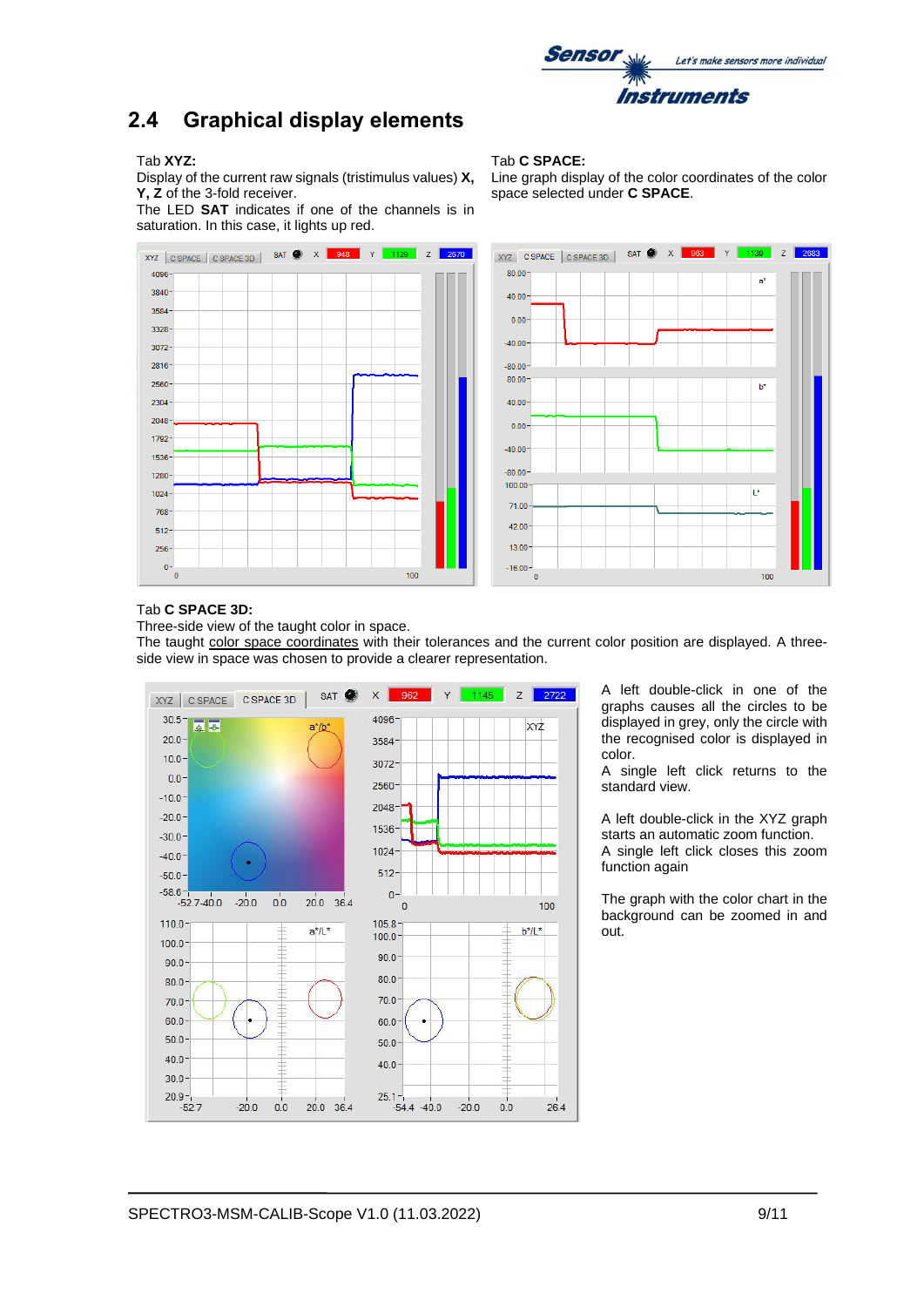## 2.4 Graphical display elements

Tab **XYZ:**
Display of the current raw signals (tristimulus values) **X, Y, Z** of the 3-fold receiver.
The LED **SAT** indicates if one of the channels is in saturation. In this case, it lights up red.

Tab **C SPACE:**
Line graph display of the color coordinates of the color space selected under **C SPACE**.

Tab **C SPACE 3D:**
Three-side view of the taught color in space.
The taught color space coordinates with their tolerances and the current color position are displayed. A three-side view in space was chosen to provide a clearer representation.

A left double-click in one of the graphs causes all the circles to be displayed in grey, only the circle with the recognised color is displayed in color.
A single left click returns to the standard view.

A left double-click in the XYZ graph starts an automatic zoom function.
A single left click closes this zoom function again

The graph with the color chart in the background can be zoomed in and out.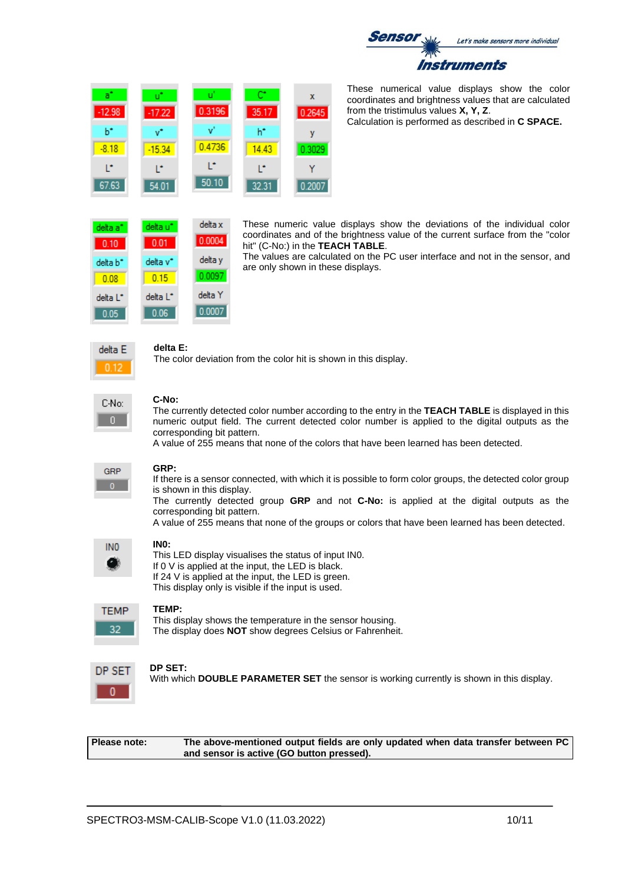These numerical value displays show the color coordinates and brightness values that are calculated from the tristimulus values **X, Y, Z**.
Calculation is performed as described in **C SPACE.**

These numeric value displays show the deviations of the individual color coordinates and of the brightness value of the current surface from the "color hit" (C-No:) in the **TEACH TABLE**.
The values are calculated on the PC user interface and not in the sensor, and are only shown in these displays.

**delta E:**
The color deviation from the color hit is shown in this display.

**C-No:**
The currently detected color number according to the entry in the **TEACH TABLE** is displayed in this numeric output field. The current detected color number is applied to the digital outputs as the corresponding bit pattern.
A value of 255 means that none of the colors that have been learned has been detected.

**GRP:**
If there is a sensor connected, with which it is possible to form color groups, the detected color group is shown in this display.
The currently detected group **GRP** and not **C-No:** is applied at the digital outputs as the corresponding bit pattern.
A value of 255 means that none of the groups or colors that have been learned has been detected.

**IN0:**
This LED display visualises the status of input IN0.
If 0 V is applied at the input, the LED is black.
If 24 V is applied at the input, the LED is green.
This display only is visible if the input is used.

**TEMP:**
This display shows the temperature in the sensor housing.
The display does **NOT** show degrees Celsius or Fahrenheit.

**DP SET:**
With which **DOUBLE PARAMETER SET** the sensor is working currently is shown in this display.

| **Please note:** | **The above-mentioned output fields are only updated when data transfer between PC and sensor is active (GO button pressed).** |
|---|---|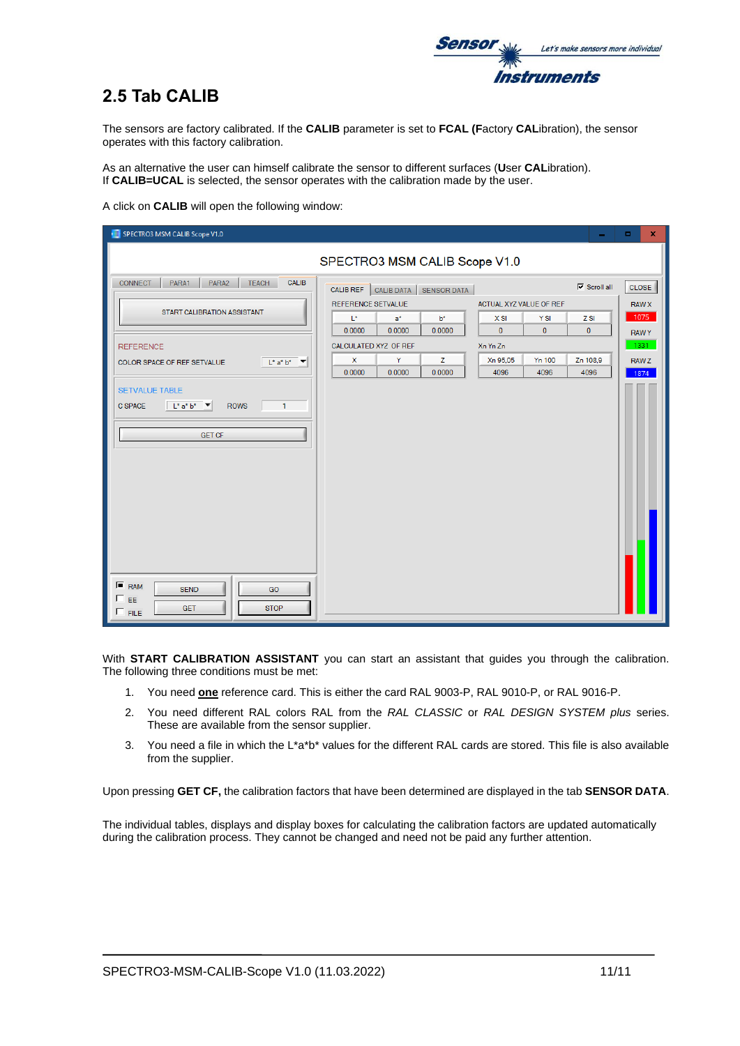## 2.5 Tab CALIB

The sensors are factory calibrated. If the **CALIB** parameter is set to **FCAL (F**actory **CAL**ibration), the sensor operates with this factory calibration.

As an alternative the user can himself calibrate the sensor to different surfaces (**U**ser **CAL**ibration).
If **CALIB=UCAL** is selected, the sensor operates with the calibration made by the user.

A click on **CALIB** will open the following window:

With **START CALIBRATION ASSISTANT** you can start an assistant that guides you through the calibration. The following three conditions must be met:

1. You need **one** reference card. This is either the card RAL 9003-P, RAL 9010-P, or RAL 9016-P.
2. You need different RAL colors RAL from the *RAL CLASSIC* or *RAL DESIGN SYSTEM plus* series. These are available from the sensor supplier.
3. You need a file in which the L*a*b* values for the different RAL cards are stored. This file is also available from the supplier.

Upon pressing **GET CF,** the calibration factors that have been determined are displayed in the tab **SENSOR DATA**.

The individual tables, displays and display boxes for calculating the calibration factors are updated automatically during the calibration process. They cannot be changed and need not be paid any further attention.